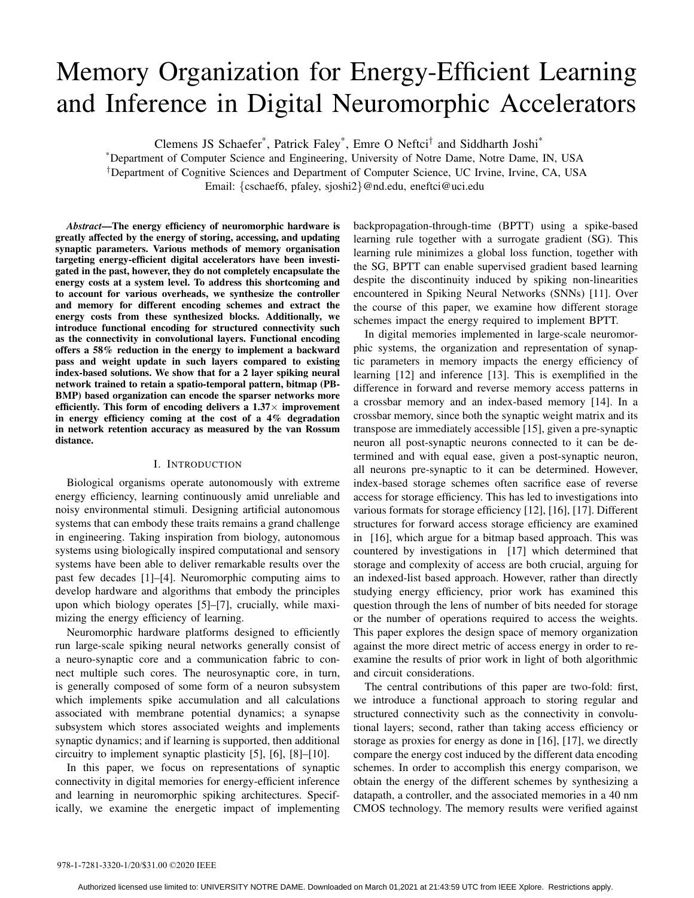# Memory Organization for Energy-Efficient Learning and Inference in Digital Neuromorphic Accelerators

Clemens JS Schaefer[*], Patrick Faley[*], Emre O Neftci[†] and Siddharth Joshi[*]

[*]Department of Computer Science and Engineering, University of Notre Dame, Notre Dame, IN, USA

[†]Department of Cognitive Sciences and Department of Computer Science, UC Irvine, Irvine, CA, USA

Email: {cschaef6, pfaley, sjoshi2}@nd.edu, eneftci@uci.edu

***Abstract*—The energy efficiency of neuromorphic hardware is greatly affected by the energy of storing, accessing, and updating synaptic parameters. Various methods of memory organisation targeting energy-efficient digital accelerators have been investigated in the past, however, they do not completely encapsulate the energy costs at a system level. To address this shortcoming and to account for various overheads, we synthesize the controller and memory for different encoding schemes and extract the energy costs from these synthesized blocks. Additionally, we introduce functional encoding for structured connectivity such as the connectivity in convolutional layers. Functional encoding offers a 58% reduction in the energy to implement a backward pass and weight update in such layers compared to existing index-based solutions. We show that for a 2 layer spiking neural network trained to retain a spatio-temporal pattern, bitmap (PB-BMP) based organization can encode the sparser networks more efficiently. This form of encoding delivers a 1.37× improvement in energy efficiency coming at the cost of a 4% degradation in network retention accuracy as measured by the van Rossum distance.**

## I. Introduction

Biological organisms operate autonomously with extreme energy efficiency, learning continuously amid unreliable and noisy environmental stimuli. Designing artificial autonomous systems that can embody these traits remains a grand challenge in engineering. Taking inspiration from biology, autonomous systems using biologically inspired computational and sensory systems have been able to deliver remarkable results over the past few decades [1]–[4]. Neuromorphic computing aims to develop hardware and algorithms that embody the principles upon which biology operates [5]–[7], crucially, while maximizing the energy efficiency of learning.

Neuromorphic hardware platforms designed to efficiently run large-scale spiking neural networks generally consist of a neuro-synaptic core and a communication fabric to connect multiple such cores. The neurosynaptic core, in turn, is generally composed of some form of a neuron subsystem which implements spike accumulation and all calculations associated with membrane potential dynamics; a synapse subsystem which stores associated weights and implements synaptic dynamics; and if learning is supported, then additional circuitry to implement synaptic plasticity [5], [6], [8]–[10].

In this paper, we focus on representations of synaptic connectivity in digital memories for energy-efficient inference and learning in neuromorphic spiking architectures. Specifically, we examine the energetic impact of implementing backpropagation-through-time (BPTT) using a spike-based learning rule together with a surrogate gradient (SG). This learning rule minimizes a global loss function, together with the SG, BPTT can enable supervised gradient based learning despite the discontinuity induced by spiking non-linearities encountered in Spiking Neural Networks (SNNs) [11]. Over the course of this paper, we examine how different storage schemes impact the energy required to implement BPTT.

In digital memories implemented in large-scale neuromorphic systems, the organization and representation of synaptic parameters in memory impacts the energy efficiency of learning [12] and inference [13]. This is exemplified in the difference in forward and reverse memory access patterns in a crossbar memory and an index-based memory [14]. In a crossbar memory, since both the synaptic weight matrix and its transpose are immediately accessible [15], given a pre-synaptic neuron all post-synaptic neurons connected to it can be determined and with equal ease, given a post-synaptic neuron, all neurons pre-synaptic to it can be determined. However, index-based storage schemes often sacrifice ease of reverse access for storage efficiency. This has led to investigations into various formats for storage efficiency [12], [16], [17]. Different structures for forward access storage efficiency are examined in [16], which argue for a bitmap based approach. This was countered by investigations in [17] which determined that storage and complexity of access are both crucial, arguing for an indexed-list based approach. However, rather than directly studying energy efficiency, prior work has examined this question through the lens of number of bits needed for storage or the number of operations required to access the weights. This paper explores the design space of memory organization against the more direct metric of access energy in order to re-examine the results of prior work in light of both algorithmic and circuit considerations.

The central contributions of this paper are two-fold: first, we introduce a functional approach to storing regular and structured connectivity such as the connectivity in convolutional layers; second, rather than taking access efficiency or storage as proxies for energy as done in [16], [17], we directly compare the energy cost induced by the different data encoding schemes. In order to accomplish this energy comparison, we obtain the energy of the different schemes by synthesizing a datapath, a controller, and the associated memories in a 40 nm CMOS technology. The memory results were verified against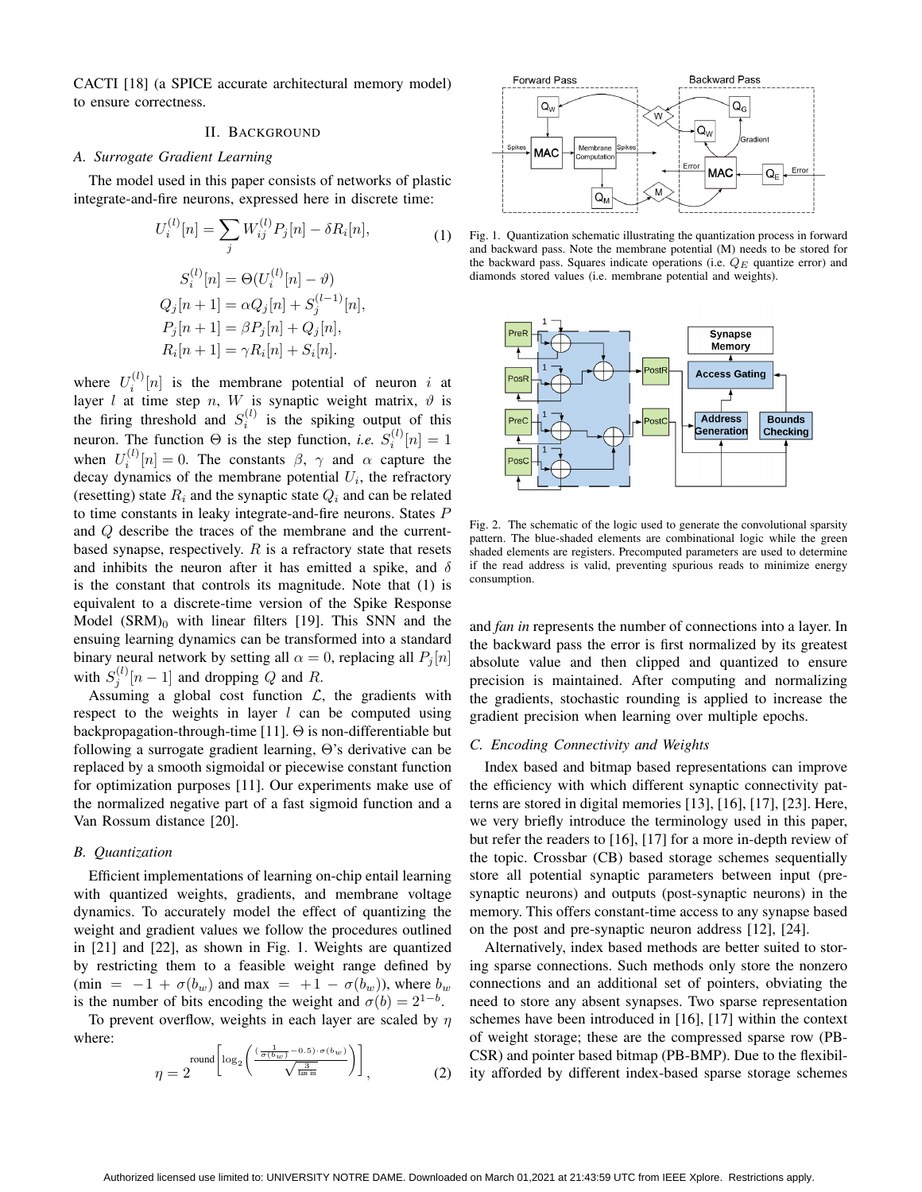CACTI [18] (a SPICE accurate architectural memory model) to ensure correctness.

## II. Background

### A. Surrogate Gradient Learning

The model used in this paper consists of networks of plastic integrate-and-fire neurons, expressed here in discrete time:

$$U_i^{(l)}[n] = \sum_j W_{ij}^{(l)} P_j[n] - \delta R_i[n], \tag{1}$$

$$S_i^{(l)}[n] = \Theta(U_i^{(l)}[n] - \vartheta)$$
$$Q_j[n+1] = \alpha Q_j[n] + S_j^{(l-1)}[n],$$
$$P_j[n+1] = \beta P_j[n] + Q_j[n],$$
$$R_i[n+1] = \gamma R_i[n] + S_i[n].$$

where $U_i^{(l)}[n]$ is the membrane potential of neuron $i$ at layer $l$ at time step $n$, $W$ is synaptic weight matrix, $\vartheta$ is the firing threshold and $S_i^{(l)}$ is the spiking output of this neuron. The function $\Theta$ is the step function, *i.e.* $S_i^{(l)}[n] = 1$ when $U_i^{(l)}[n] = 0$. The constants $\beta$, $\gamma$ and $\alpha$ capture the decay dynamics of the membrane potential $U_i$, the refractory (resetting) state $R_i$ and the synaptic state $Q_i$ and can be related to time constants in leaky integrate-and-fire neurons. States $P$ and $Q$ describe the traces of the membrane and the current-based synapse, respectively. $R$ is a refractory state that resets and inhibits the neuron after it has emitted a spike, and $\delta$ is the constant that controls its magnitude. Note that (1) is equivalent to a discrete-time version of the Spike Response Model $(\text{SRM})_0$ with linear filters [19]. This SNN and the ensuing learning dynamics can be transformed into a standard binary neural network by setting all $\alpha = 0$, replacing all $P_j[n]$ with $S_j^{(l)}[n-1]$ and dropping $Q$ and $R$.

Assuming a global cost function $\mathcal{L}$, the gradients with respect to the weights in layer $l$ can be computed using backpropagation-through-time [11]. $\Theta$ is non-differentiable but following a surrogate gradient learning, $\Theta$'s derivative can be replaced by a smooth sigmoidal or piecewise constant function for optimization purposes [11]. Our experiments make use of the normalized negative part of a fast sigmoid function and a Van Rossum distance [20].

### B. Quantization

Efficient implementations of learning on-chip entail learning with quantized weights, gradients, and membrane voltage dynamics. To accurately model the effect of quantizing the weight and gradient values we follow the procedures outlined in [21] and [22], as shown in Fig. 1. Weights are quantized by restricting them to a feasible weight range defined by (min $= -1 + \sigma(b_w)$ and max $= +1 - \sigma(b_w)$), where $b_w$ is the number of bits encoding the weight and $\sigma(b) = 2^{1-b}$.

To prevent overflow, weights in each layer are scaled by $\eta$ where:

$$\eta = 2^{\text{round}\left[\log_2\left(\frac{(\frac{1}{\sigma(b_w)} - 0.5)\cdot\sigma(b_w)}{\sqrt{\frac{3}{\text{fan in}}}}\right)\right]}, \tag{2}$$

Fig. 1. Quantization schematic illustrating the quantization process in forward and backward pass. Note the membrane potential (M) needs to be stored for the backward pass. Squares indicate operations (i.e. $Q_E$ quantize error) and diamonds stored values (i.e. membrane potential and weights).

Fig. 2. The schematic of the logic used to generate the convolutional sparsity pattern. The blue-shaded elements are combinational logic while the green shaded elements are registers. Precomputed parameters are used to determine if the read address is valid, preventing spurious reads to minimize energy consumption.

and *fan in* represents the number of connections into a layer. In the backward pass the error is first normalized by its greatest absolute value and then clipped and quantized to ensure precision is maintained. After computing and normalizing the gradients, stochastic rounding is applied to increase the gradient precision when learning over multiple epochs.

### C. Encoding Connectivity and Weights

Index based and bitmap based representations can improve the efficiency with which different synaptic connectivity patterns are stored in digital memories [13], [16], [17], [23]. Here, we very briefly introduce the terminology used in this paper, but refer the readers to [16], [17] for a more in-depth review of the topic. Crossbar (CB) based storage schemes sequentially store all potential synaptic parameters between input (pre-synaptic neurons) and outputs (post-synaptic neurons) in the memory. This offers constant-time access to any synapse based on the post and pre-synaptic neuron address [12], [24].

Alternatively, index based methods are better suited to storing sparse connections. Such methods only store the nonzero connections and an additional set of pointers, obviating the need to store any absent synapses. Two sparse representation schemes have been introduced in [16], [17] within the context of weight storage; these are the compressed sparse row (PB-CSR) and pointer based bitmap (PB-BMP). Due to the flexibility afforded by different index-based sparse storage schemes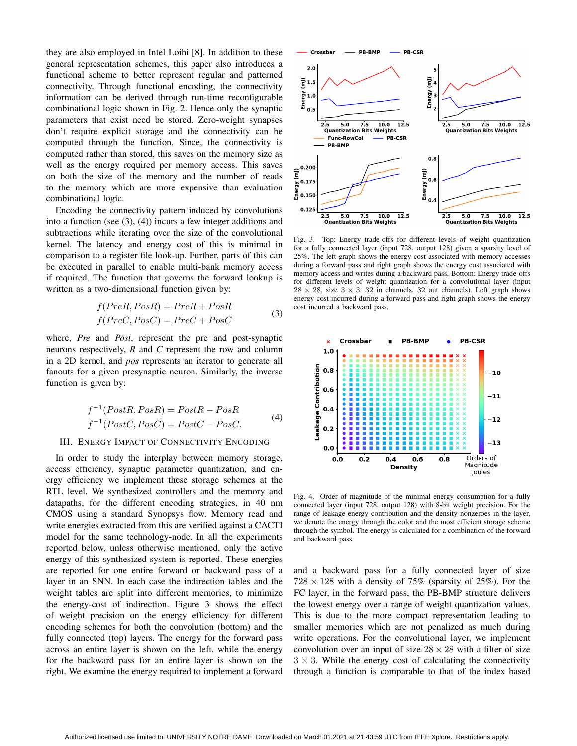they are also employed in Intel Loihi [8]. In addition to these general representation schemes, this paper also introduces a functional scheme to better represent regular and patterned connectivity. Through functional encoding, the connectivity information can be derived through run-time reconfigurable combinational logic shown in Fig. 2. Hence only the synaptic parameters that exist need be stored. Zero-weight synapses don't require explicit storage and the connectivity can be computed through the function. Since, the connectivity is computed rather than stored, this saves on the memory size as well as the energy required per memory access. This saves on both the size of the memory and the number of reads to the memory which are more expensive than evaluation combinational logic.

Encoding the connectivity pattern induced by convolutions into a function (see (3), (4)) incurs a few integer additions and subtractions while iterating over the size of the convolutional kernel. The latency and energy cost of this is minimal in comparison to a register file look-up. Further, parts of this can be executed in parallel to enable multi-bank memory access if required. The function that governs the forward lookup is written as a two-dimensional function given by:

$$
\begin{aligned}
f(PreR, PosR) &= PreR + PosR \\
f(PreC, PosC) &= PreC + PosC
\end{aligned}
\tag{3}
$$

where, *Pre* and *Post*, represent the pre and post-synaptic neurons respectively, *R* and *C* represent the row and column in a 2D kernel, and *pos* represents an iterator to generate all fanouts for a given presynaptic neuron. Similarly, the inverse function is given by:

$$
\begin{aligned}
f^{-1}(PostR, PosR) &= PostR - PosR \\
f^{-1}(PostC, PosC) &= PostC - PosC.
\end{aligned}
\tag{4}
$$

## III. Energy Impact of Connectivity Encoding

In order to study the interplay between memory storage, access efficiency, synaptic parameter quantization, and energy efficiency we implement these storage schemes at the RTL level. We synthesized controllers and the memory and datapaths, for the different encoding strategies, in 40 nm CMOS using a standard Synopsys flow. Memory read and write energies extracted from this are verified against a CACTI model for the same technology-node. In all the experiments reported below, unless otherwise mentioned, only the active energy of this synthesized system is reported. These energies are reported for one entire forward or backward pass of a layer in an SNN. In each case the indirection tables and the weight tables are split into different memories, to minimize the energy-cost of indirection. Figure 3 shows the effect of weight precision on the energy efficiency for different encoding schemes for both the convolution (bottom) and the fully connected (top) layers. The energy for the forward pass across an entire layer is shown on the left, while the energy for the backward pass for an entire layer is shown on the right. We examine the energy required to implement a forward and a backward pass for a fully connected layer of size $728 \times 128$ with a density of 75% (sparsity of 25%). For the FC layer, in the forward pass, the PB-BMP structure delivers the lowest energy over a range of weight quantization values. This is due to the more compact representation leading to smaller memories which are not penalized as much during write operations. For the convolutional layer, we implement convolution over an input of size $28 \times 28$ with a filter of size $3 \times 3$. While the energy cost of calculating the connectivity through a function is comparable to that of the index based

Crossbar
PB-BMP
PB-CSR
Energy (mJ)
Quantization Bits Weights
Func-RowCol
PB-CSR
PB-BMP
Energy (mJ)
Quantization Bits Weights

Fig. 3. Top: Energy trade-offs for different levels of weight quantization for a fully connected layer (input 728, output 128) given a sparsity level of 25%. The left graph shows the energy cost associated with memory accesses during a forward pass and right graph shows the energy cost associated with memory access and writes during a backward pass. Bottom: Energy trade-offs for different levels of weight quantization for a convolutional layer (input $28 \times 28$, size $3 \times 3$, 32 in channels, 32 out channels). Left graph shows energy cost incurred during a forward pass and right graph shows the energy cost incurred a backward pass.

Crossbar
PB-BMP
PB-CSR
Leakage Contribution
Density
Orders of Magnitude Joules
−10
−11
−12
−13

Fig. 4. Order of magnitude of the minimal energy consumption for a fully connected layer (input 728, output 128) with 8-bit weight precision. For the range of leakage energy contribution and the density nonzeroes in the layer, we denote the energy through the color and the most efficient storage scheme through the symbol. The energy is calculated for a combination of the forward and backward pass.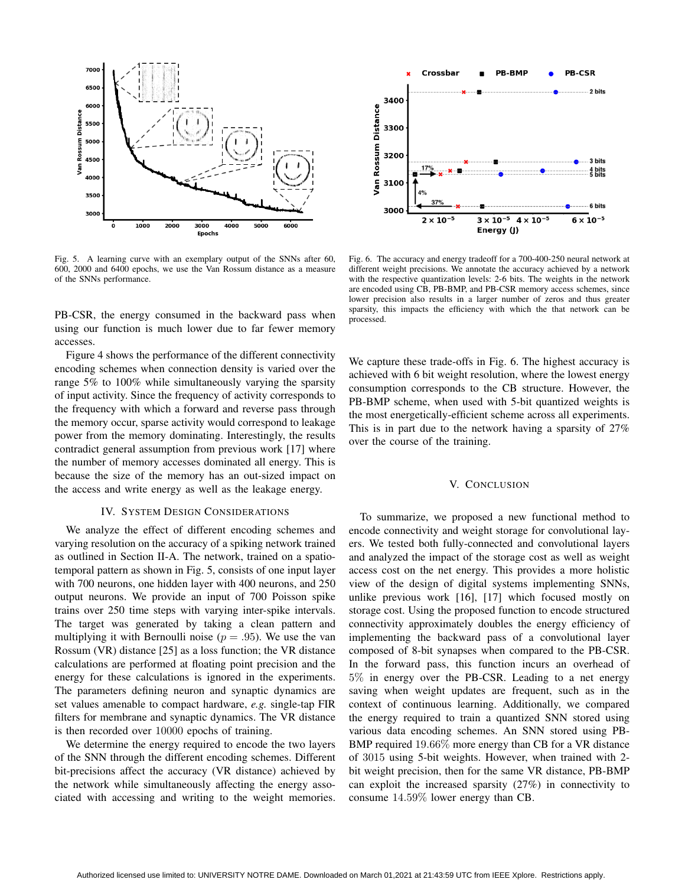7000
6500
6000
5500
5000
4500
4000
3500
3000
Van Rossum Distance
0 1000 2000 3000 4000 5000 6000
Epochs

Fig. 5. A learning curve with an exemplary output of the SNNs after 60, 600, 2000 and 6400 epochs, we use the Van Rossum distance as a measure of the SNNs performance.

Crossbar PB-BMP PB-CSR
3400
3300
3200
3100
3000
Van Rossum Distance
2 bits
3 bits
4 bits
5 bits
6 bits
17%
4%
37%
$2\times10^{-5}$ $3\times10^{-5}$ $4\times10^{-5}$ $6\times10^{-5}$
Energy (J)

Fig. 6. The accuracy and energy tradeoff for a 700-400-250 neural network at different weight precisions. We annotate the accuracy achieved by a network with the respective quantization levels: 2-6 bits. The weights in the network are encoded using CB, PB-BMP, and PB-CSR memory access schemes, since lower precision also results in a larger number of zeros and thus greater sparsity, this impacts the efficiency with which the that network can be processed.

PB-CSR, the energy consumed in the backward pass when using our function is much lower due to far fewer memory accesses.

Figure 4 shows the performance of the different connectivity encoding schemes when connection density is varied over the range 5% to 100% while simultaneously varying the sparsity of input activity. Since the frequency of activity corresponds to the frequency with which a forward and reverse pass through the memory occur, sparse activity would correspond to leakage power from the memory dominating. Interestingly, the results contradict general assumption from previous work [17] where the number of memory accesses dominated all energy. This is because the size of the memory has an out-sized impact on the access and write energy as well as the leakage energy.

## IV. System Design Considerations

We analyze the effect of different encoding schemes and varying resolution on the accuracy of a spiking network trained as outlined in Section II-A. The network, trained on a spatio-temporal pattern as shown in Fig. 5, consists of one input layer with 700 neurons, one hidden layer with 400 neurons, and 250 output neurons. We provide an input of 700 Poisson spike trains over 250 time steps with varying inter-spike intervals. The target was generated by taking a clean pattern and multiplying it with Bernoulli noise ($p = .95$). We use the van Rossum (VR) distance [25] as a loss function; the VR distance calculations are performed at floating point precision and the energy for these calculations is ignored in the experiments. The parameters defining neuron and synaptic dynamics are set values amenable to compact hardware, *e.g.* single-tap FIR filters for membrane and synaptic dynamics. The VR distance is then recorded over $10000$ epochs of training.

We determine the energy required to encode the two layers of the SNN through the different encoding schemes. Different bit-precisions affect the accuracy (VR distance) achieved by the network while simultaneously affecting the energy associated with accessing and writing to the weight memories. We capture these trade-offs in Fig. 6. The highest accuracy is achieved with 6 bit weight resolution, where the lowest energy consumption corresponds to the CB structure. However, the PB-BMP scheme, when used with 5-bit quantized weights is the most energetically-efficient scheme across all experiments. This is in part due to the network having a sparsity of 27% over the course of the training.

## V. Conclusion

To summarize, we proposed a new functional method to encode connectivity and weight storage for convolutional layers. We tested both fully-connected and convolutional layers and analyzed the impact of the storage cost as well as weight access cost on the net energy. This provides a more holistic view of the design of digital systems implementing SNNs, unlike previous work [16], [17] which focused mostly on storage cost. Using the proposed function to encode structured connectivity approximately doubles the energy efficiency of implementing the backward pass of a convolutional layer composed of 8-bit synapses when compared to the PB-CSR. In the forward pass, this function incurs an overhead of $5\%$ in energy over the PB-CSR. Leading to a net energy saving when weight updates are frequent, such as in the context of continuous learning. Additionally, we compared the energy required to train a quantized SNN stored using various data encoding schemes. An SNN stored using PB-BMP required $19.66\%$ more energy than CB for a VR distance of $3015$ using 5-bit weights. However, when trained with 2-bit weight precision, then for the same VR distance, PB-BMP can exploit the increased sparsity (27%) in connectivity to consume $14.59\%$ lower energy than CB.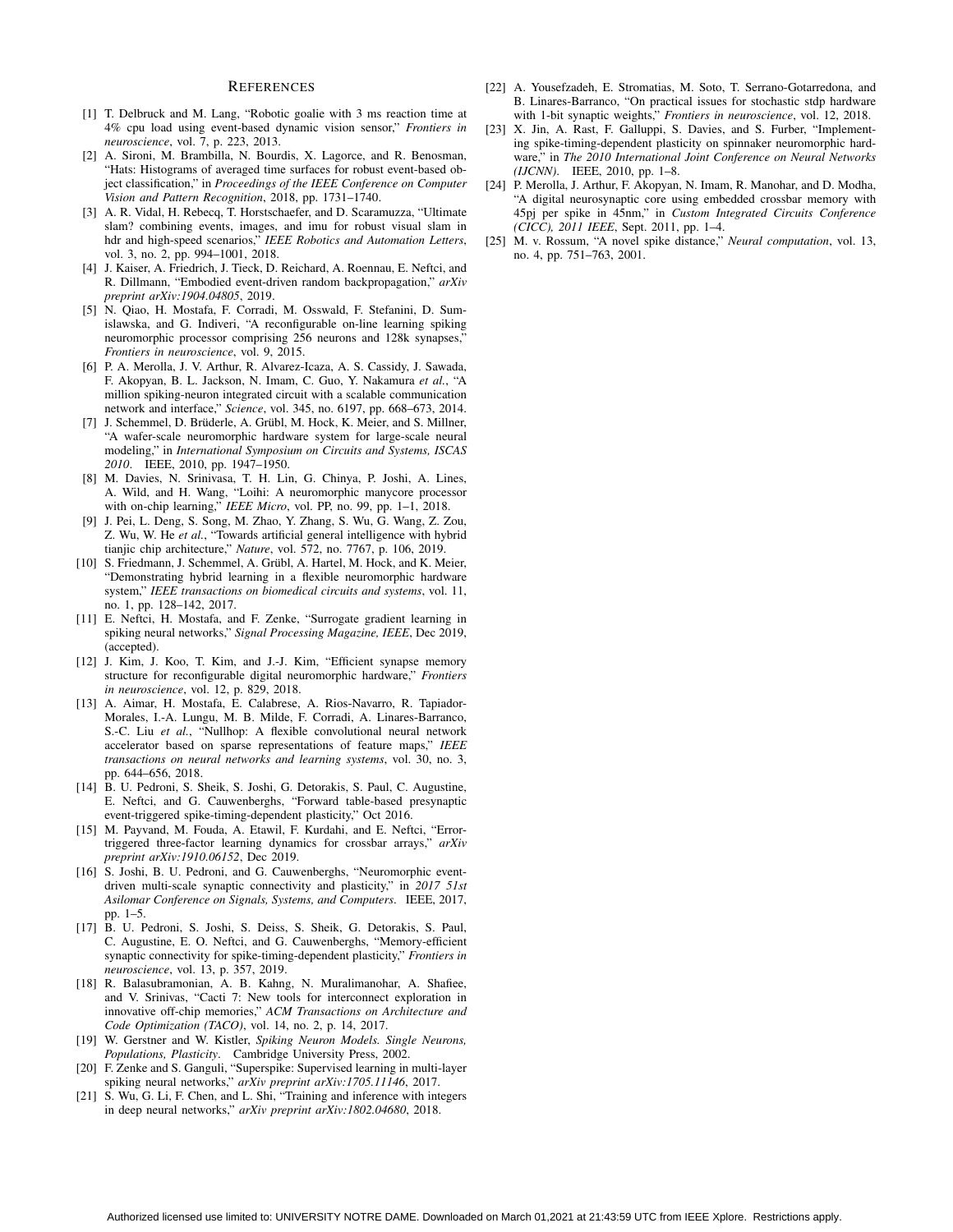## References

[1] T. Delbruck and M. Lang, "Robotic goalie with 3 ms reaction time at 4% cpu load using event-based dynamic vision sensor," *Frontiers in neuroscience*, vol. 7, p. 223, 2013.

[2] A. Sironi, M. Brambilla, N. Bourdis, X. Lagorce, and R. Benosman, "Hats: Histograms of averaged time surfaces for robust event-based object classification," in *Proceedings of the IEEE Conference on Computer Vision and Pattern Recognition*, 2018, pp. 1731–1740.

[3] A. R. Vidal, H. Rebecq, T. Horstschaefer, and D. Scaramuzza, "Ultimate slam? combining events, images, and imu for robust visual slam in hdr and high-speed scenarios," *IEEE Robotics and Automation Letters*, vol. 3, no. 2, pp. 994–1001, 2018.

[4] J. Kaiser, A. Friedrich, J. Tieck, D. Reichard, A. Roennau, E. Neftci, and R. Dillmann, "Embodied event-driven random backpropagation," *arXiv preprint arXiv:1904.04805*, 2019.

[5] N. Qiao, H. Mostafa, F. Corradi, M. Osswald, F. Stefanini, D. Sumislawska, and G. Indiveri, "A reconfigurable on-line learning spiking neuromorphic processor comprising 256 neurons and 128k synapses," *Frontiers in neuroscience*, vol. 9, 2015.

[6] P. A. Merolla, J. V. Arthur, R. Alvarez-Icaza, A. S. Cassidy, J. Sawada, F. Akopyan, B. L. Jackson, N. Imam, C. Guo, Y. Nakamura *et al.*, "A million spiking-neuron integrated circuit with a scalable communication network and interface," *Science*, vol. 345, no. 6197, pp. 668–673, 2014.

[7] J. Schemmel, D. Brüderle, A. Grübl, M. Hock, K. Meier, and S. Millner, "A wafer-scale neuromorphic hardware system for large-scale neural modeling," in *International Symposium on Circuits and Systems, ISCAS 2010*. IEEE, 2010, pp. 1947–1950.

[8] M. Davies, N. Srinivasa, T. H. Lin, G. Chinya, P. Joshi, A. Lines, A. Wild, and H. Wang, "Loihi: A neuromorphic manycore processor with on-chip learning," *IEEE Micro*, vol. PP, no. 99, pp. 1–1, 2018.

[9] J. Pei, L. Deng, S. Song, M. Zhao, Y. Zhang, S. Wu, G. Wang, Z. Zou, Z. Wu, W. He *et al.*, "Towards artificial general intelligence with hybrid tianjic chip architecture," *Nature*, vol. 572, no. 7767, p. 106, 2019.

[10] S. Friedmann, J. Schemmel, A. Grübl, A. Hartel, M. Hock, and K. Meier, "Demonstrating hybrid learning in a flexible neuromorphic hardware system," *IEEE transactions on biomedical circuits and systems*, vol. 11, no. 1, pp. 128–142, 2017.

[11] E. Neftci, H. Mostafa, and F. Zenke, "Surrogate gradient learning in spiking neural networks," *Signal Processing Magazine, IEEE*, Dec 2019, (accepted).

[12] J. Kim, J. Koo, T. Kim, and J.-J. Kim, "Efficient synapse memory structure for reconfigurable digital neuromorphic hardware," *Frontiers in neuroscience*, vol. 12, p. 829, 2018.

[13] A. Aimar, H. Mostafa, E. Calabrese, A. Rios-Navarro, R. Tapiador-Morales, I.-A. Lungu, M. B. Milde, F. Corradi, A. Linares-Barranco, S.-C. Liu *et al.*, "Nullhop: A flexible convolutional neural network accelerator based on sparse representations of feature maps," *IEEE transactions on neural networks and learning systems*, vol. 30, no. 3, pp. 644–656, 2018.

[14] B. U. Pedroni, S. Sheik, S. Joshi, G. Detorakis, S. Paul, C. Augustine, E. Neftci, and G. Cauwenberghs, "Forward table-based presynaptic event-triggered spike-timing-dependent plasticity," Oct 2016.

[15] M. Payvand, M. Fouda, A. Etawil, F. Kurdahi, and E. Neftci, "Error-triggered three-factor learning dynamics for crossbar arrays," *arXiv preprint arXiv:1910.06152*, Dec 2019.

[16] S. Joshi, B. U. Pedroni, and G. Cauwenberghs, "Neuromorphic event-driven multi-scale synaptic connectivity and plasticity," in *2017 51st Asilomar Conference on Signals, Systems, and Computers*. IEEE, 2017, pp. 1–5.

[17] B. U. Pedroni, S. Joshi, S. Deiss, S. Sheik, G. Detorakis, S. Paul, C. Augustine, E. O. Neftci, and G. Cauwenberghs, "Memory-efficient synaptic connectivity for spike-timing-dependent plasticity," *Frontiers in neuroscience*, vol. 13, p. 357, 2019.

[18] R. Balasubramonian, A. B. Kahng, N. Muralimanohar, A. Shafiee, and V. Srinivas, "Cacti 7: New tools for interconnect exploration in innovative off-chip memories," *ACM Transactions on Architecture and Code Optimization (TACO)*, vol. 14, no. 2, p. 14, 2017.

[19] W. Gerstner and W. Kistler, *Spiking Neuron Models. Single Neurons, Populations, Plasticity*. Cambridge University Press, 2002.

[20] F. Zenke and S. Ganguli, "Superspike: Supervised learning in multi-layer spiking neural networks," *arXiv preprint arXiv:1705.11146*, 2017.

[21] S. Wu, G. Li, F. Chen, and L. Shi, "Training and inference with integers in deep neural networks," *arXiv preprint arXiv:1802.04680*, 2018.

[22] A. Yousefzadeh, E. Stromatias, M. Soto, T. Serrano-Gotarredona, and B. Linares-Barranco, "On practical issues for stochastic stdp hardware with 1-bit synaptic weights," *Frontiers in neuroscience*, vol. 12, 2018.

[23] X. Jin, A. Rast, F. Galluppi, S. Davies, and S. Furber, "Implementing spike-timing-dependent plasticity on spinnaker neuromorphic hardware," in *The 2010 International Joint Conference on Neural Networks (IJCNN)*. IEEE, 2010, pp. 1–8.

[24] P. Merolla, J. Arthur, F. Akopyan, N. Imam, R. Manohar, and D. Modha, "A digital neurosynaptic core using embedded crossbar memory with 45pj per spike in 45nm," in *Custom Integrated Circuits Conference (CICC), 2011 IEEE*, Sept. 2011, pp. 1–4.

[25] M. v. Rossum, "A novel spike distance," *Neural computation*, vol. 13, no. 4, pp. 751–763, 2001.